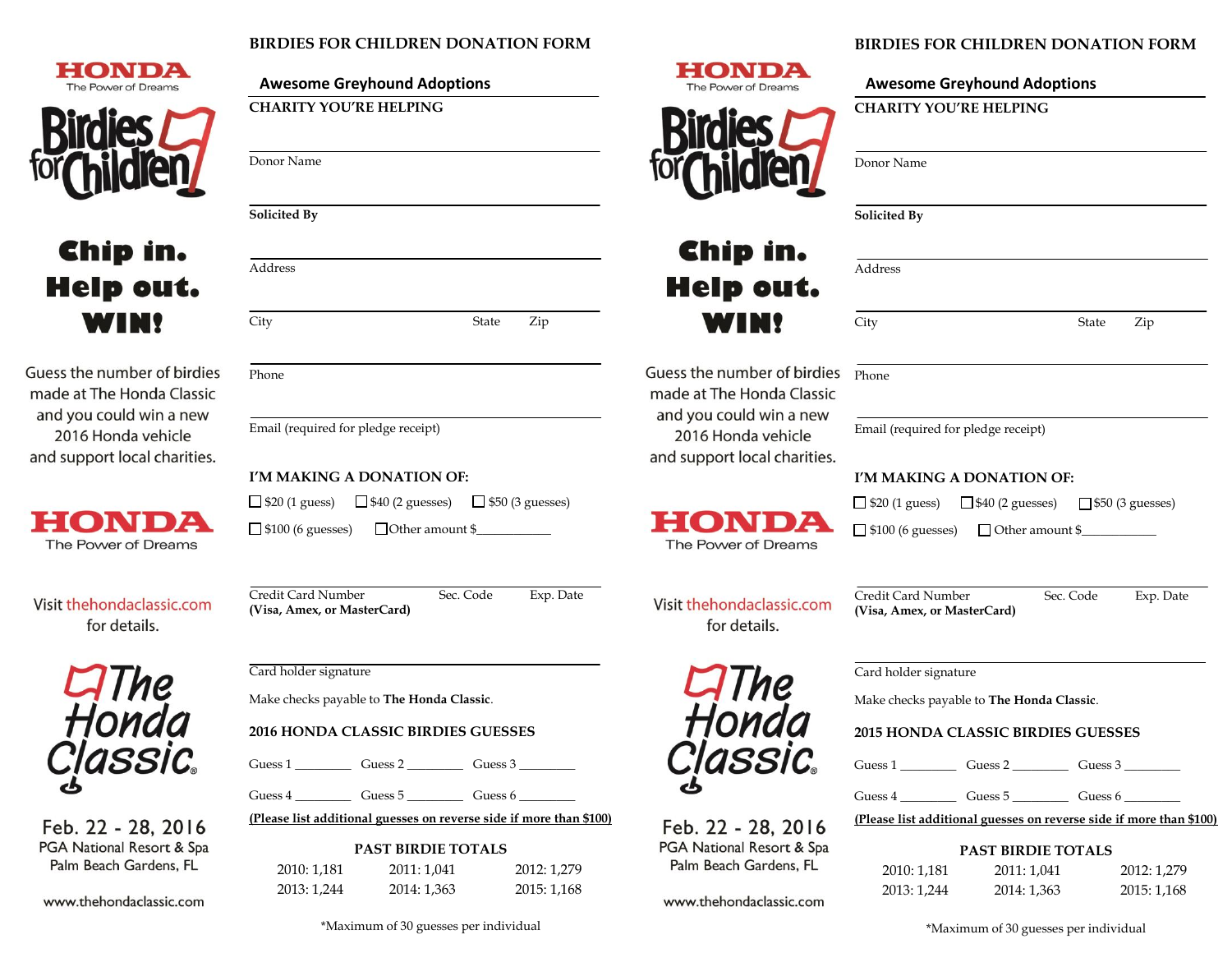HONDA
The Power of Dreams

Birdies for Children

# Chip in. Help out. WIN!

Guess the number of birdies made at The Honda Classic and you could win a new 2016 Honda vehicle and support local charities.

HONDA
The Power of Dreams

Visit thehondaclassic.com for details.

The Honda Classic

Feb. 22 - 28, 2016
PGA National Resort & Spa
Palm Beach Gardens, FL

www.thehondaclassic.com

## BIRDIES FOR CHILDREN DONATION FORM

Awesome Greyhound Adoptions

**CHARITY YOU'RE HELPING**

Donor Name

**Solicited By**

Address

City State Zip

Phone

Email (required for pledge receipt)

**I'M MAKING A DONATION OF:**

☐ $20 (1 guess) ☐ $40 (2 guesses) ☐ $50 (3 guesses)

☐ $100 (6 guesses) ☐ Other amount $___________

Credit Card Number Sec. Code Exp. Date
**(Visa, Amex, or MasterCard)**

Card holder signature

Make checks payable to **The Honda Classic**.

**2016 HONDA CLASSIC BIRDIES GUESSES**

Guess 1 ________ Guess 2 ________ Guess 3 ________

Guess 4 ________ Guess 5 ________ Guess 6 ________

(Please list additional guesses on reverse side if more than $100)

**PAST BIRDIE TOTALS**

| | | |
|---|---|---|
| 2010: 1,181 | 2011: 1,041 | 2012: 1,279 |
| 2013: 1,244 | 2014: 1,363 | 2015: 1,168 |

*Maximum of 30 guesses per individual

---

HONDA
The Power of Dreams

Birdies for Children

# Chip in. Help out. WIN!

Guess the number of birdies made at The Honda Classic and you could win a new 2016 Honda vehicle and support local charities.

HONDA
The Power of Dreams

Visit thehondaclassic.com for details.

The Honda Classic

Feb. 22 - 28, 2016
PGA National Resort & Spa
Palm Beach Gardens, FL

www.thehondaclassic.com

## BIRDIES FOR CHILDREN DONATION FORM

Awesome Greyhound Adoptions

**CHARITY YOU'RE HELPING**

Donor Name

**Solicited By**

Address

City State Zip

Phone

Email (required for pledge receipt)

**I'M MAKING A DONATION OF:**

☐ $20 (1 guess) ☐ $40 (2 guesses) ☐ $50 (3 guesses)

☐ $100 (6 guesses) ☐ Other amount $___________

Credit Card Number Sec. Code Exp. Date
**(Visa, Amex, or MasterCard)**

Card holder signature

Make checks payable to **The Honda Classic**.

**2015 HONDA CLASSIC BIRDIES GUESSES**

Guess 1 ________ Guess 2 ________ Guess 3 ________

Guess 4 ________ Guess 5 ________ Guess 6 ________

(Please list additional guesses on reverse side if more than $100)

**PAST BIRDIE TOTALS**

| | | |
|---|---|---|
| 2010: 1,181 | 2011: 1,041 | 2012: 1,279 |
| 2013: 1,244 | 2014: 1,363 | 2015: 1,168 |

*Maximum of 30 guesses per individual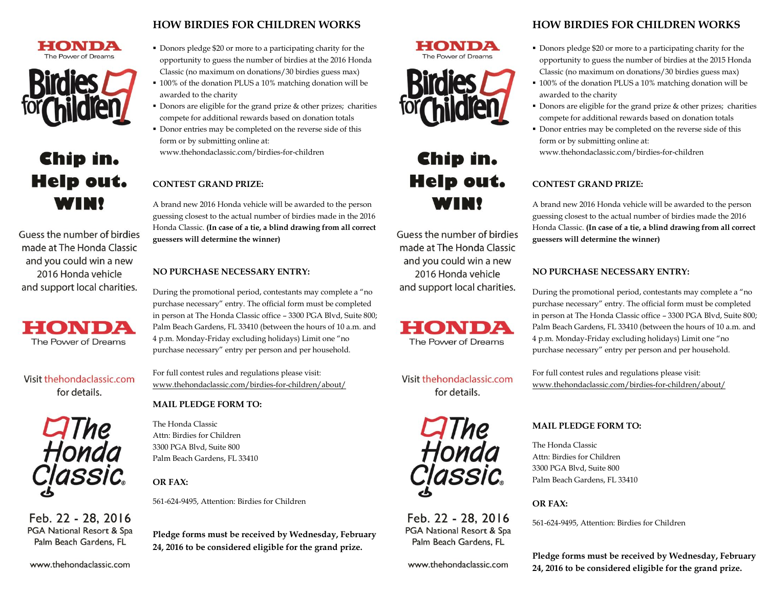HONDA
The Power of Dreams

Birdies for Children

# Chip in. Help out. WIN!

Guess the number of birdies made at The Honda Classic and you could win a new 2016 Honda vehicle and support local charities.

HONDA
The Power of Dreams

Visit thehondaclassic.com for details.

The Honda Classic

Feb. 22 - 28, 2016
PGA National Resort & Spa
Palm Beach Gardens, FL

www.thehondaclassic.com

## HOW BIRDIES FOR CHILDREN WORKS

- Donors pledge $20 or more to a participating charity for the opportunity to guess the number of birdies at the 2016 Honda Classic (no maximum on donations/30 birdies guess max)
- 100% of the donation PLUS a 10% matching donation will be awarded to the charity
- Donors are eligible for the grand prize & other prizes; charities compete for additional rewards based on donation totals
- Donor entries may be completed on the reverse side of this form or by submitting online at: www.thehondaclassic.com/birdies-for-children

### CONTEST GRAND PRIZE:

A brand new 2016 Honda vehicle will be awarded to the person guessing closest to the actual number of birdies made in the 2016 Honda Classic. **(In case of a tie, a blind drawing from all correct guessers will determine the winner)**

### NO PURCHASE NECESSARY ENTRY:

During the promotional period, contestants may complete a "no purchase necessary" entry. The official form must be completed in person at The Honda Classic office – 3300 PGA Blvd, Suite 800; Palm Beach Gardens, FL 33410 (between the hours of 10 a.m. and 4 p.m. Monday-Friday excluding holidays) Limit one "no purchase necessary" entry per person and per household.

For full contest rules and regulations please visit: www.thehondaclassic.com/birdies-for-children/about/

### MAIL PLEDGE FORM TO:

The Honda Classic
Attn: Birdies for Children
3300 PGA Blvd, Suite 800
Palm Beach Gardens, FL 33410

### OR FAX:

561-624-9495, Attention: Birdies for Children

**Pledge forms must be received by Wednesday, February 24, 2016 to be considered eligible for the grand prize.**

HONDA
The Power of Dreams

Birdies for Children

# Chip in. Help out. WIN!

Guess the number of birdies made at The Honda Classic and you could win a new 2016 Honda vehicle and support local charities.

HONDA
The Power of Dreams

Visit thehondaclassic.com for details.

The Honda Classic

Feb. 22 - 28, 2016
PGA National Resort & Spa
Palm Beach Gardens, FL

www.thehondaclassic.com

## HOW BIRDIES FOR CHILDREN WORKS

- Donors pledge $20 or more to a participating charity for the opportunity to guess the number of birdies at the 2015 Honda Classic (no maximum on donations/30 birdies guess max)
- 100% of the donation PLUS a 10% matching donation will be awarded to the charity
- Donors are eligible for the grand prize & other prizes; charities compete for additional rewards based on donation totals
- Donor entries may be completed on the reverse side of this form or by submitting online at: www.thehondaclassic.com/birdies-for-children

### CONTEST GRAND PRIZE:

A brand new 2016 Honda vehicle will be awarded to the person guessing closest to the actual number of birdies made the 2016 Honda Classic. **(In case of a tie, a blind drawing from all correct guessers will determine the winner)**

### NO PURCHASE NECESSARY ENTRY:

During the promotional period, contestants may complete a "no purchase necessary" entry. The official form must be completed in person at The Honda Classic office – 3300 PGA Blvd, Suite 800; Palm Beach Gardens, FL 33410 (between the hours of 10 a.m. and 4 p.m. Monday-Friday excluding holidays) Limit one "no purchase necessary" entry per person and per household.

For full contest rules and regulations please visit: www.thehondaclassic.com/birdies-for-children/about/

### MAIL PLEDGE FORM TO:

The Honda Classic
Attn: Birdies for Children
3300 PGA Blvd, Suite 800
Palm Beach Gardens, FL 33410

### OR FAX:

561-624-9495, Attention: Birdies for Children

**Pledge forms must be received by Wednesday, February 24, 2016 to be considered eligible for the grand prize.**